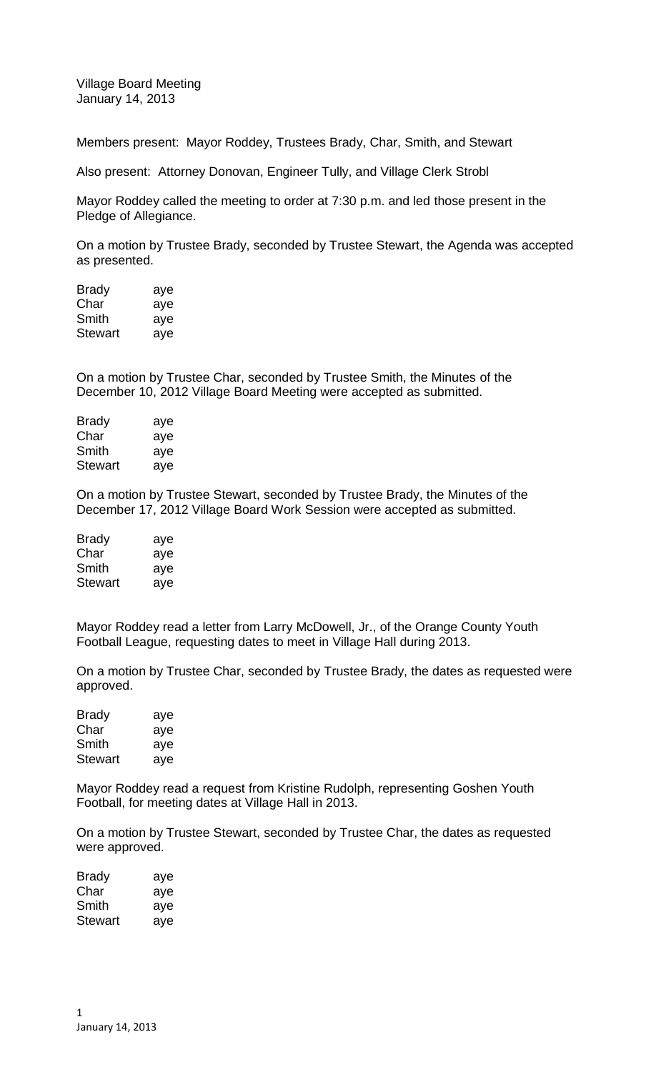Village Board Meeting
January 14, 2013

Members present: Mayor Roddey, Trustees Brady, Char, Smith, and Stewart

Also present: Attorney Donovan, Engineer Tully, and Village Clerk Strobl

Mayor Roddey called the meeting to order at 7:30 p.m. and led those present in the Pledge of Allegiance.

On a motion by Trustee Brady, seconded by Trustee Stewart, the Agenda was accepted as presented.

| | |
|---|---|
| Brady | aye |
| Char | aye |
| Smith | aye |
| Stewart | aye |

On a motion by Trustee Char, seconded by Trustee Smith, the Minutes of the December 10, 2012 Village Board Meeting were accepted as submitted.

| | |
|---|---|
| Brady | aye |
| Char | aye |
| Smith | aye |
| Stewart | aye |

On a motion by Trustee Stewart, seconded by Trustee Brady, the Minutes of the December 17, 2012 Village Board Work Session were accepted as submitted.

| | |
|---|---|
| Brady | aye |
| Char | aye |
| Smith | aye |
| Stewart | aye |

Mayor Roddey read a letter from Larry McDowell, Jr., of the Orange County Youth Football League, requesting dates to meet in Village Hall during 2013.

On a motion by Trustee Char, seconded by Trustee Brady, the dates as requested were approved.

| | |
|---|---|
| Brady | aye |
| Char | aye |
| Smith | aye |
| Stewart | aye |

Mayor Roddey read a request from Kristine Rudolph, representing Goshen Youth Football, for meeting dates at Village Hall in 2013.

On a motion by Trustee Stewart, seconded by Trustee Char, the dates as requested were approved.

| | |
|---|---|
| Brady | aye |
| Char | aye |
| Smith | aye |
| Stewart | aye |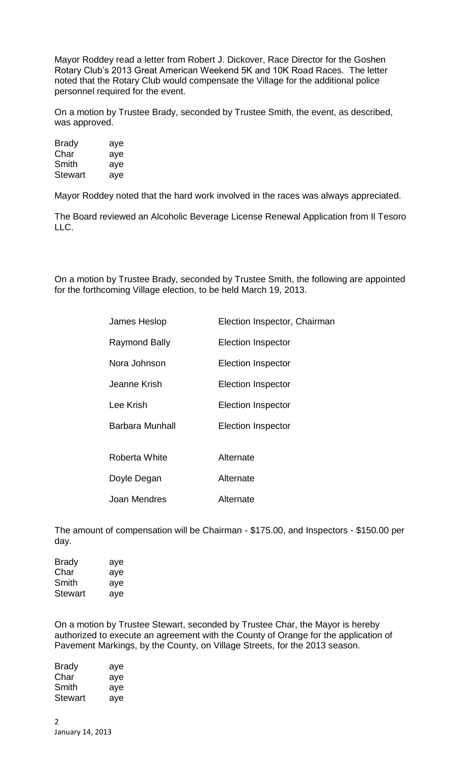Mayor Roddey read a letter from Robert J. Dickover, Race Director for the Goshen Rotary Club's 2013 Great American Weekend 5K and 10K Road Races. The letter noted that the Rotary Club would compensate the Village for the additional police personnel required for the event.

On a motion by Trustee Brady, seconded by Trustee Smith, the event, as described, was approved.

| | |
|---|---|
| Brady | aye |
| Char | aye |
| Smith | aye |
| Stewart | aye |

Mayor Roddey noted that the hard work involved in the races was always appreciated.

The Board reviewed an Alcoholic Beverage License Renewal Application from Il Tesoro LLC.

On a motion by Trustee Brady, seconded by Trustee Smith, the following are appointed for the forthcoming Village election, to be held March 19, 2013.

| | |
|---|---|
| James Heslop | Election Inspector, Chairman |
| Raymond Bally | Election Inspector |
| Nora Johnson | Election Inspector |
| Jeanne Krish | Election Inspector |
| Lee Krish | Election Inspector |
| Barbara Munhall | Election Inspector |
| Roberta White | Alternate |
| Doyle Degan | Alternate |
| Joan Mendres | Alternate |

The amount of compensation will be Chairman - $175.00, and Inspectors - $150.00 per day.

| | |
|---|---|
| Brady | aye |
| Char | aye |
| Smith | aye |
| Stewart | aye |

On a motion by Trustee Stewart, seconded by Trustee Char, the Mayor is hereby authorized to execute an agreement with the County of Orange for the application of Pavement Markings, by the County, on Village Streets, for the 2013 season.

| | |
|---|---|
| Brady | aye |
| Char | aye |
| Smith | aye |
| Stewart | aye |

January 14, 2013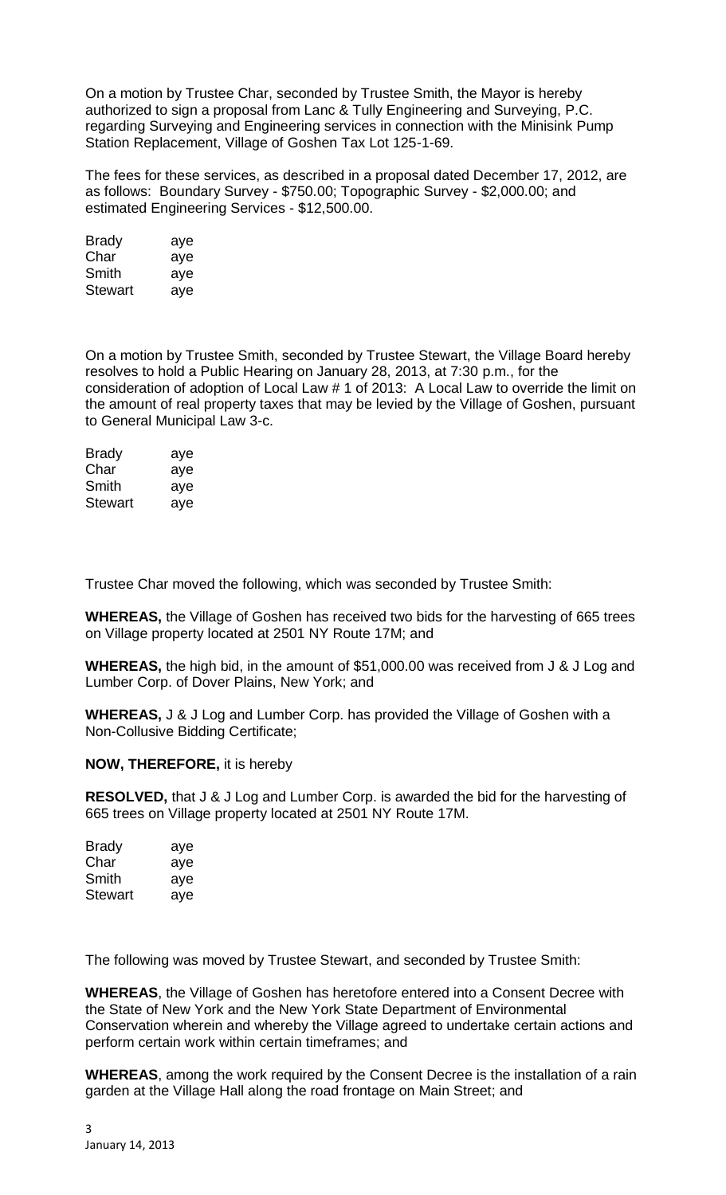On a motion by Trustee Char, seconded by Trustee Smith, the Mayor is hereby authorized to sign a proposal from Lanc & Tully Engineering and Surveying, P.C. regarding Surveying and Engineering services in connection with the Minisink Pump Station Replacement, Village of Goshen Tax Lot 125-1-69.

The fees for these services, as described in a proposal dated December 17, 2012, are as follows: Boundary Survey - $750.00; Topographic Survey - $2,000.00; and estimated Engineering Services - $12,500.00.

| | |
|---|---|
| Brady | aye |
| Char | aye |
| Smith | aye |
| Stewart | aye |

On a motion by Trustee Smith, seconded by Trustee Stewart, the Village Board hereby resolves to hold a Public Hearing on January 28, 2013, at 7:30 p.m., for the consideration of adoption of Local Law # 1 of 2013: A Local Law to override the limit on the amount of real property taxes that may be levied by the Village of Goshen, pursuant to General Municipal Law 3-c.

| | |
|---|---|
| Brady | aye |
| Char | aye |
| Smith | aye |
| Stewart | aye |

Trustee Char moved the following, which was seconded by Trustee Smith:

**WHEREAS,** the Village of Goshen has received two bids for the harvesting of 665 trees on Village property located at 2501 NY Route 17M; and

**WHEREAS,** the high bid, in the amount of $51,000.00 was received from J & J Log and Lumber Corp. of Dover Plains, New York; and

**WHEREAS,** J & J Log and Lumber Corp. has provided the Village of Goshen with a Non-Collusive Bidding Certificate;

**NOW, THEREFORE,** it is hereby

**RESOLVED,** that J & J Log and Lumber Corp. is awarded the bid for the harvesting of 665 trees on Village property located at 2501 NY Route 17M.

| | |
|---|---|
| Brady | aye |
| Char | aye |
| Smith | aye |
| Stewart | aye |

The following was moved by Trustee Stewart, and seconded by Trustee Smith:

**WHEREAS**, the Village of Goshen has heretofore entered into a Consent Decree with the State of New York and the New York State Department of Environmental Conservation wherein and whereby the Village agreed to undertake certain actions and perform certain work within certain timeframes; and

**WHEREAS**, among the work required by the Consent Decree is the installation of a rain garden at the Village Hall along the road frontage on Main Street; and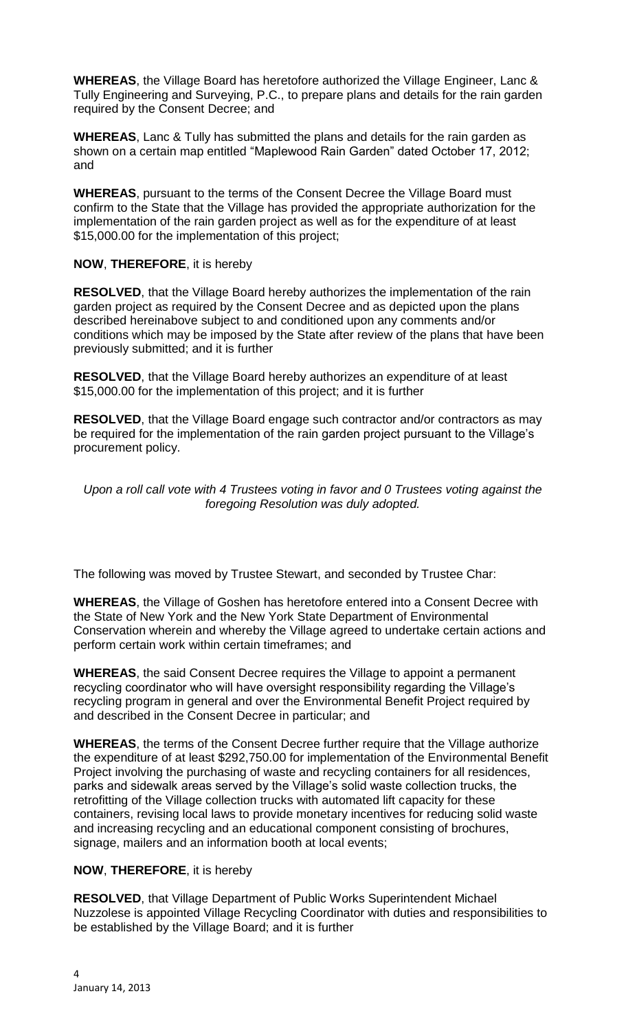**WHEREAS**, the Village Board has heretofore authorized the Village Engineer, Lanc & Tully Engineering and Surveying, P.C., to prepare plans and details for the rain garden required by the Consent Decree; and

**WHEREAS**, Lanc & Tully has submitted the plans and details for the rain garden as shown on a certain map entitled "Maplewood Rain Garden" dated October 17, 2012; and

**WHEREAS**, pursuant to the terms of the Consent Decree the Village Board must confirm to the State that the Village has provided the appropriate authorization for the implementation of the rain garden project as well as for the expenditure of at least $15,000.00 for the implementation of this project;

**NOW**, **THEREFORE**, it is hereby

**RESOLVED**, that the Village Board hereby authorizes the implementation of the rain garden project as required by the Consent Decree and as depicted upon the plans described hereinabove subject to and conditioned upon any comments and/or conditions which may be imposed by the State after review of the plans that have been previously submitted; and it is further

**RESOLVED**, that the Village Board hereby authorizes an expenditure of at least $15,000.00 for the implementation of this project; and it is further

**RESOLVED**, that the Village Board engage such contractor and/or contractors as may be required for the implementation of the rain garden project pursuant to the Village's procurement policy.

*Upon a roll call vote with 4 Trustees voting in favor and 0 Trustees voting against the foregoing Resolution was duly adopted.*

The following was moved by Trustee Stewart, and seconded by Trustee Char:

**WHEREAS**, the Village of Goshen has heretofore entered into a Consent Decree with the State of New York and the New York State Department of Environmental Conservation wherein and whereby the Village agreed to undertake certain actions and perform certain work within certain timeframes; and

**WHEREAS**, the said Consent Decree requires the Village to appoint a permanent recycling coordinator who will have oversight responsibility regarding the Village's recycling program in general and over the Environmental Benefit Project required by and described in the Consent Decree in particular; and

**WHEREAS**, the terms of the Consent Decree further require that the Village authorize the expenditure of at least $292,750.00 for implementation of the Environmental Benefit Project involving the purchasing of waste and recycling containers for all residences, parks and sidewalk areas served by the Village's solid waste collection trucks, the retrofitting of the Village collection trucks with automated lift capacity for these containers, revising local laws to provide monetary incentives for reducing solid waste and increasing recycling and an educational component consisting of brochures, signage, mailers and an information booth at local events;

**NOW**, **THEREFORE**, it is hereby

**RESOLVED**, that Village Department of Public Works Superintendent Michael Nuzzolese is appointed Village Recycling Coordinator with duties and responsibilities to be established by the Village Board; and it is further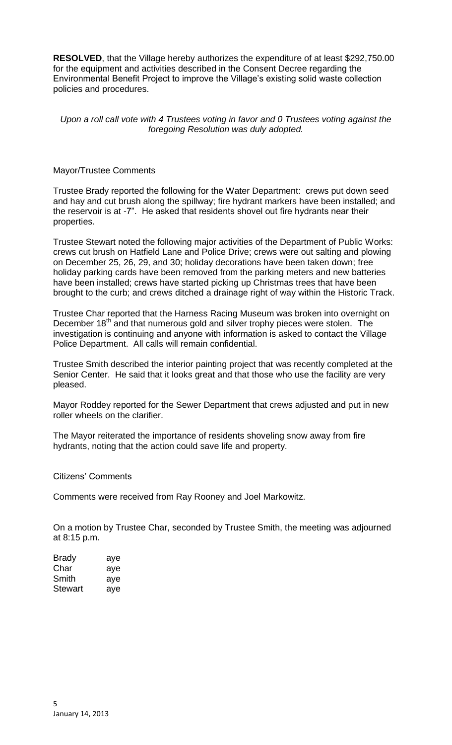**RESOLVED**, that the Village hereby authorizes the expenditure of at least $292,750.00 for the equipment and activities described in the Consent Decree regarding the Environmental Benefit Project to improve the Village's existing solid waste collection policies and procedures.

*Upon a roll call vote with 4 Trustees voting in favor and 0 Trustees voting against the foregoing Resolution was duly adopted.*

Mayor/Trustee Comments

Trustee Brady reported the following for the Water Department: crews put down seed and hay and cut brush along the spillway; fire hydrant markers have been installed; and the reservoir is at -7". He asked that residents shovel out fire hydrants near their properties.

Trustee Stewart noted the following major activities of the Department of Public Works: crews cut brush on Hatfield Lane and Police Drive; crews were out salting and plowing on December 25, 26, 29, and 30; holiday decorations have been taken down; free holiday parking cards have been removed from the parking meters and new batteries have been installed; crews have started picking up Christmas trees that have been brought to the curb; and crews ditched a drainage right of way within the Historic Track.

Trustee Char reported that the Harness Racing Museum was broken into overnight on December 18th and that numerous gold and silver trophy pieces were stolen. The investigation is continuing and anyone with information is asked to contact the Village Police Department. All calls will remain confidential.

Trustee Smith described the interior painting project that was recently completed at the Senior Center. He said that it looks great and that those who use the facility are very pleased.

Mayor Roddey reported for the Sewer Department that crews adjusted and put in new roller wheels on the clarifier.

The Mayor reiterated the importance of residents shoveling snow away from fire hydrants, noting that the action could save life and property.

Citizens' Comments

Comments were received from Ray Rooney and Joel Markowitz.

On a motion by Trustee Char, seconded by Trustee Smith, the meeting was adjourned at 8:15 p.m.

| | |
|---|---|
| Brady | aye |
| Char | aye |
| Smith | aye |
| Stewart | aye |

January 14, 2013